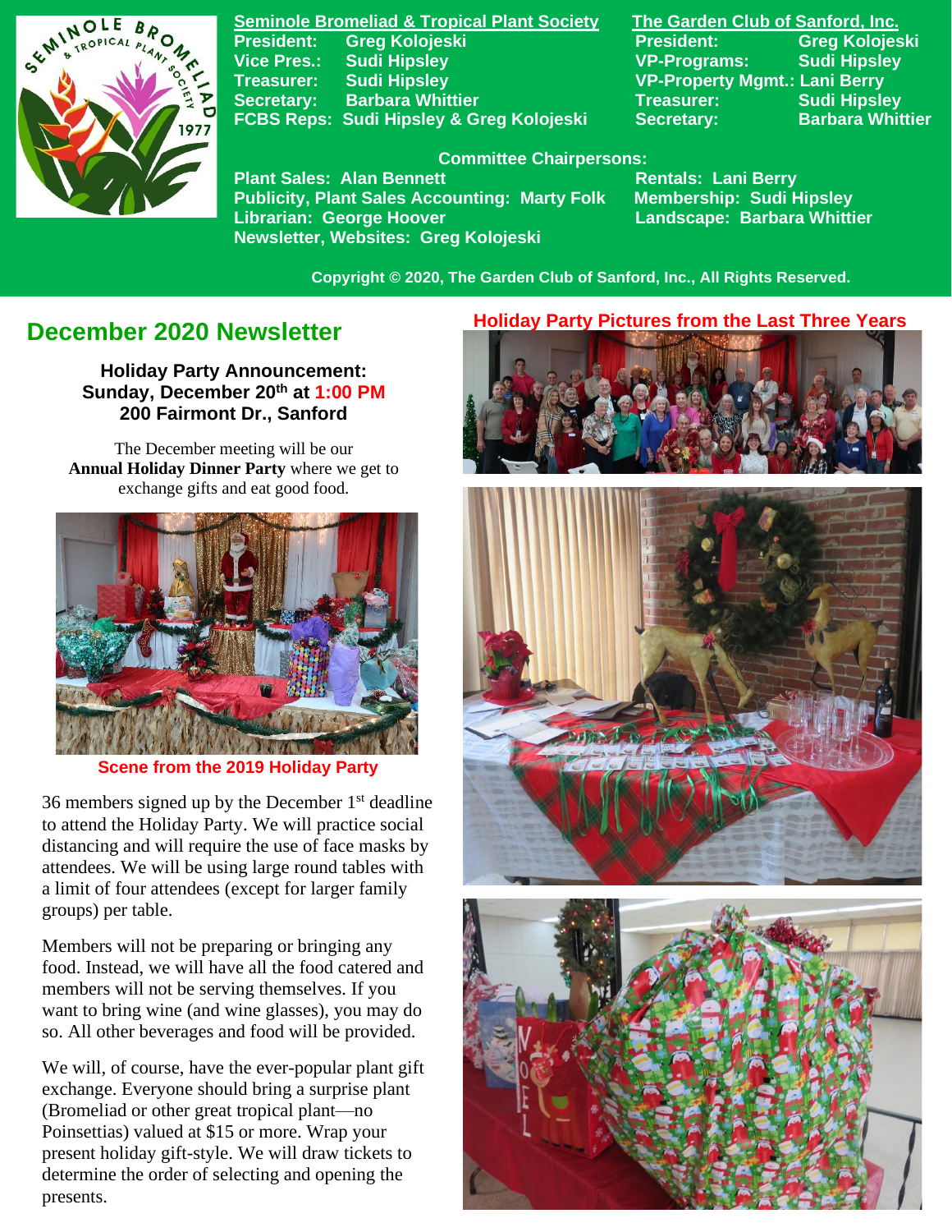**Seminole Bromeliad & Tropical Plant Society**

President: Greg Kolojeski
Vice Pres.: Sudi Hipsley
Treasurer: Sudi Hipsley
Secretary: Barbara Whittier
FCBS Reps: Sudi Hipsley & Greg Kolojeski

**The Garden Club of Sanford, Inc.**

President: Greg Kolojeski
VP-Programs: Sudi Hipsley
VP-Property Mgmt.: Lani Berry
Treasurer: Sudi Hipsley
Secretary: Barbara Whittier

**Committee Chairpersons:**

Plant Sales: Alan Bennett
Publicity, Plant Sales Accounting: Marty Folk
Librarian: George Hoover
Newsletter, Websites: Greg Kolojeski
Rentals: Lani Berry
Membership: Sudi Hipsley
Landscape: Barbara Whittier

Copyright © 2020, The Garden Club of Sanford, Inc., All Rights Reserved.

## December 2020 Newsletter

**Holiday Party Announcement:**
**Sunday, December 20th at 1:00 PM**
**200 Fairmont Dr., Sanford**

The December meeting will be our **Annual Holiday Dinner Party** where we get to exchange gifts and eat good food.

**Scene from the 2019 Holiday Party**

36 members signed up by the December 1st deadline to attend the Holiday Party. We will practice social distancing and will require the use of face masks by attendees. We will be using large round tables with a limit of four attendees (except for larger family groups) per table.

Members will not be preparing or bringing any food. Instead, we will have all the food catered and members will not be serving themselves. If you want to bring wine (and wine glasses), you may do so. All other beverages and food will be provided.

We will, of course, have the ever-popular plant gift exchange. Everyone should bring a surprise plant (Bromeliad or other great tropical plant—no Poinsettias) valued at $15 or more. Wrap your present holiday gift-style. We will draw tickets to determine the order of selecting and opening the presents.

**Holiday Party Pictures from the Last Three Years**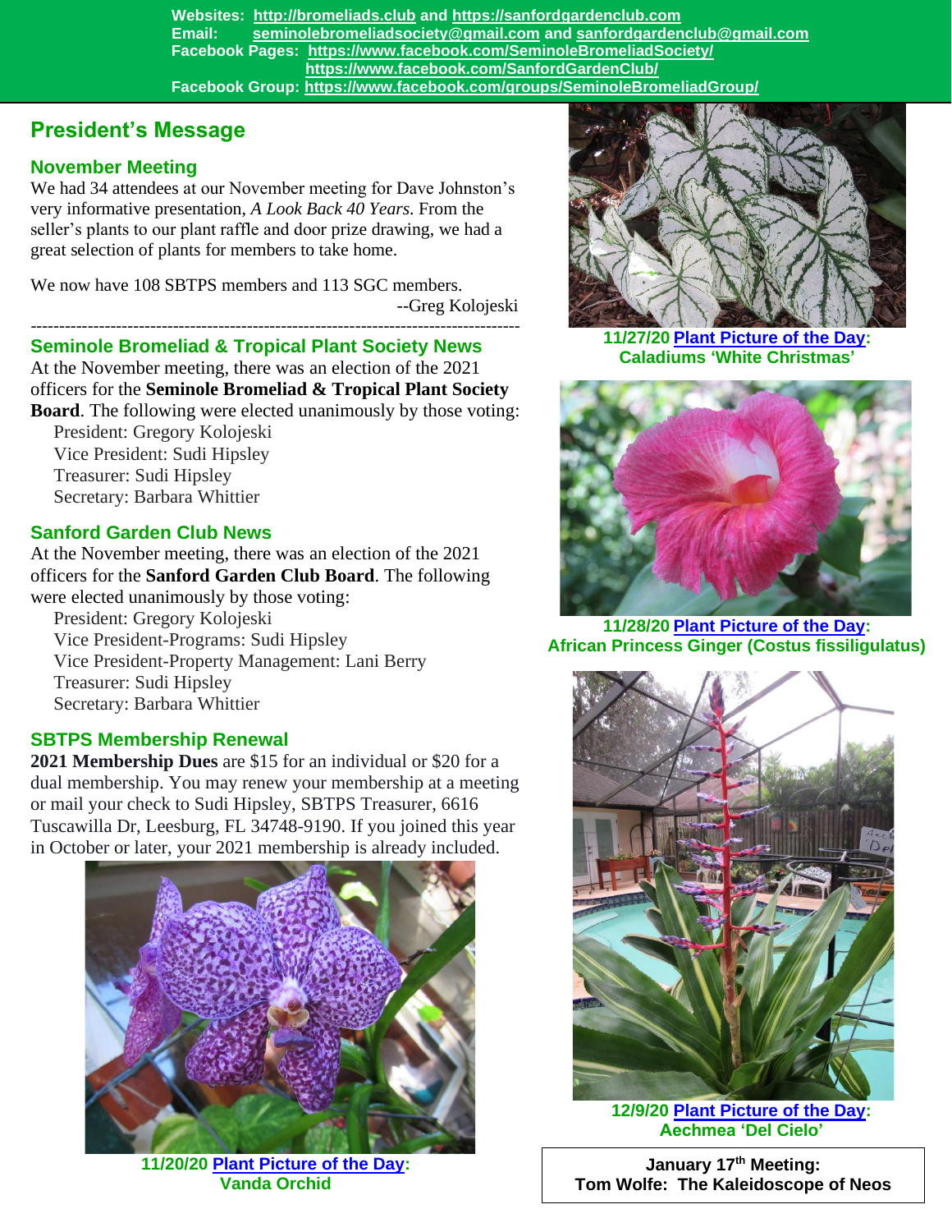**Websites:** http://bromeliads.club and https://sanfordgardenclub.com
**Email:** seminolebromeliadsociety@gmail.com and sanfordgardenclub@gmail.com
**Facebook Pages:** https://www.facebook.com/SeminoleBromeliadSociety/
https://www.facebook.com/SanfordGardenClub/
**Facebook Group:** https://www.facebook.com/groups/SeminoleBromeliadGroup/

## President's Message

### November Meeting

We had 34 attendees at our November meeting for Dave Johnston's very informative presentation, *A Look Back 40 Years*. From the seller's plants to our plant raffle and door prize drawing, we had a great selection of plants for members to take home.

We now have 108 SBTPS members and 113 SGC members.

--Greg Kolojeski

---

### Seminole Bromeliad & Tropical Plant Society News

At the November meeting, there was an election of the 2021 officers for the **Seminole Bromeliad & Tropical Plant Society Board**. The following were elected unanimously by those voting:

- President: Gregory Kolojeski
- Vice President: Sudi Hipsley
- Treasurer: Sudi Hipsley
- Secretary: Barbara Whittier

### Sanford Garden Club News

At the November meeting, there was an election of the 2021 officers for the **Sanford Garden Club Board**. The following were elected unanimously by those voting:

- President: Gregory Kolojeski
- Vice President-Programs: Sudi Hipsley
- Vice President-Property Management: Lani Berry
- Treasurer: Sudi Hipsley
- Secretary: Barbara Whittier

### SBTPS Membership Renewal

**2021 Membership Dues** are $15 for an individual or $20 for a dual membership. You may renew your membership at a meeting or mail your check to Sudi Hipsley, SBTPS Treasurer, 6616 Tuscawilla Dr, Leesburg, FL 34748-9190. If you joined this year in October or later, your 2021 membership is already included.

**11/20/20 Plant Picture of the Day: Vanda Orchid**

**11/27/20 Plant Picture of the Day: Caladiums 'White Christmas'**

**11/28/20 Plant Picture of the Day: African Princess Ginger (Costus fissiligulatus)**

**12/9/20 Plant Picture of the Day: Aechmea 'Del Cielo'**

**January 17th Meeting: Tom Wolfe: The Kaleidoscope of Neos**